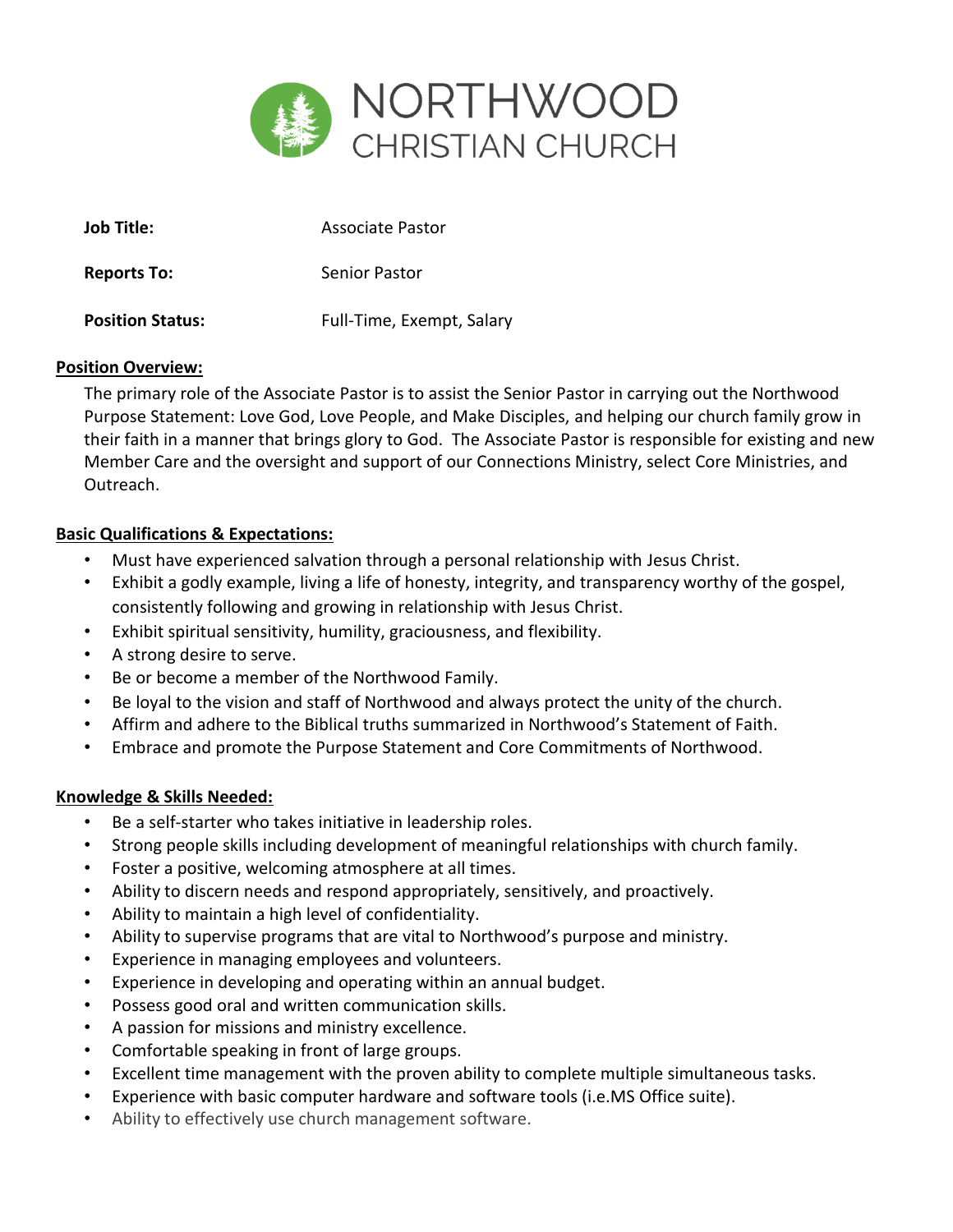# NORTHWOOD CHRISTIAN CHURCH

| | |
|---|---|
| **Job Title:** | Associate Pastor |
| **Reports To:** | Senior Pastor |
| **Position Status:** | Full-Time, Exempt, Salary |

## Position Overview:

The primary role of the Associate Pastor is to assist the Senior Pastor in carrying out the Northwood Purpose Statement: Love God, Love People, and Make Disciples, and helping our church family grow in their faith in a manner that brings glory to God. The Associate Pastor is responsible for existing and new Member Care and the oversight and support of our Connections Ministry, select Core Ministries, and Outreach.

## Basic Qualifications & Expectations:

- Must have experienced salvation through a personal relationship with Jesus Christ.
- Exhibit a godly example, living a life of honesty, integrity, and transparency worthy of the gospel, consistently following and growing in relationship with Jesus Christ.
- Exhibit spiritual sensitivity, humility, graciousness, and flexibility.
- A strong desire to serve.
- Be or become a member of the Northwood Family.
- Be loyal to the vision and staff of Northwood and always protect the unity of the church.
- Affirm and adhere to the Biblical truths summarized in Northwood's Statement of Faith.
- Embrace and promote the Purpose Statement and Core Commitments of Northwood.

## Knowledge & Skills Needed:

- Be a self-starter who takes initiative in leadership roles.
- Strong people skills including development of meaningful relationships with church family.
- Foster a positive, welcoming atmosphere at all times.
- Ability to discern needs and respond appropriately, sensitively, and proactively.
- Ability to maintain a high level of confidentiality.
- Ability to supervise programs that are vital to Northwood's purpose and ministry.
- Experience in managing employees and volunteers.
- Experience in developing and operating within an annual budget.
- Possess good oral and written communication skills.
- A passion for missions and ministry excellence.
- Comfortable speaking in front of large groups.
- Excellent time management with the proven ability to complete multiple simultaneous tasks.
- Experience with basic computer hardware and software tools (i.e.MS Office suite).
- Ability to effectively use church management software.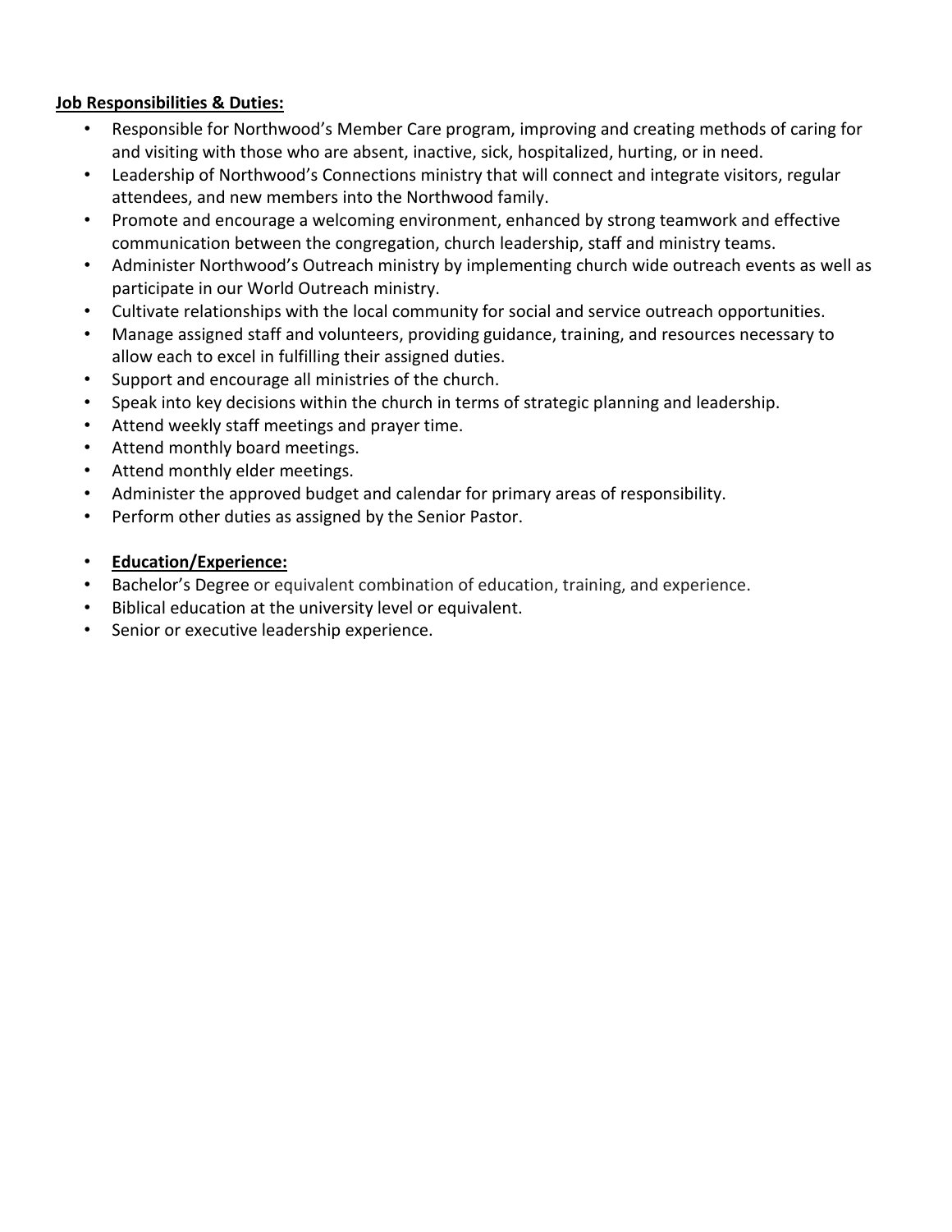**Job Responsibilities & Duties:**

- Responsible for Northwood's Member Care program, improving and creating methods of caring for and visiting with those who are absent, inactive, sick, hospitalized, hurting, or in need.
- Leadership of Northwood's Connections ministry that will connect and integrate visitors, regular attendees, and new members into the Northwood family.
- Promote and encourage a welcoming environment, enhanced by strong teamwork and effective communication between the congregation, church leadership, staff and ministry teams.
- Administer Northwood's Outreach ministry by implementing church wide outreach events as well as participate in our World Outreach ministry.
- Cultivate relationships with the local community for social and service outreach opportunities.
- Manage assigned staff and volunteers, providing guidance, training, and resources necessary to allow each to excel in fulfilling their assigned duties.
- Support and encourage all ministries of the church.
- Speak into key decisions within the church in terms of strategic planning and leadership.
- Attend weekly staff meetings and prayer time.
- Attend monthly board meetings.
- Attend monthly elder meetings.
- Administer the approved budget and calendar for primary areas of responsibility.
- Perform other duties as assigned by the Senior Pastor.

- **Education/Experience:**
- Bachelor's Degree or equivalent combination of education, training, and experience.
- Biblical education at the university level or equivalent.
- Senior or executive leadership experience.